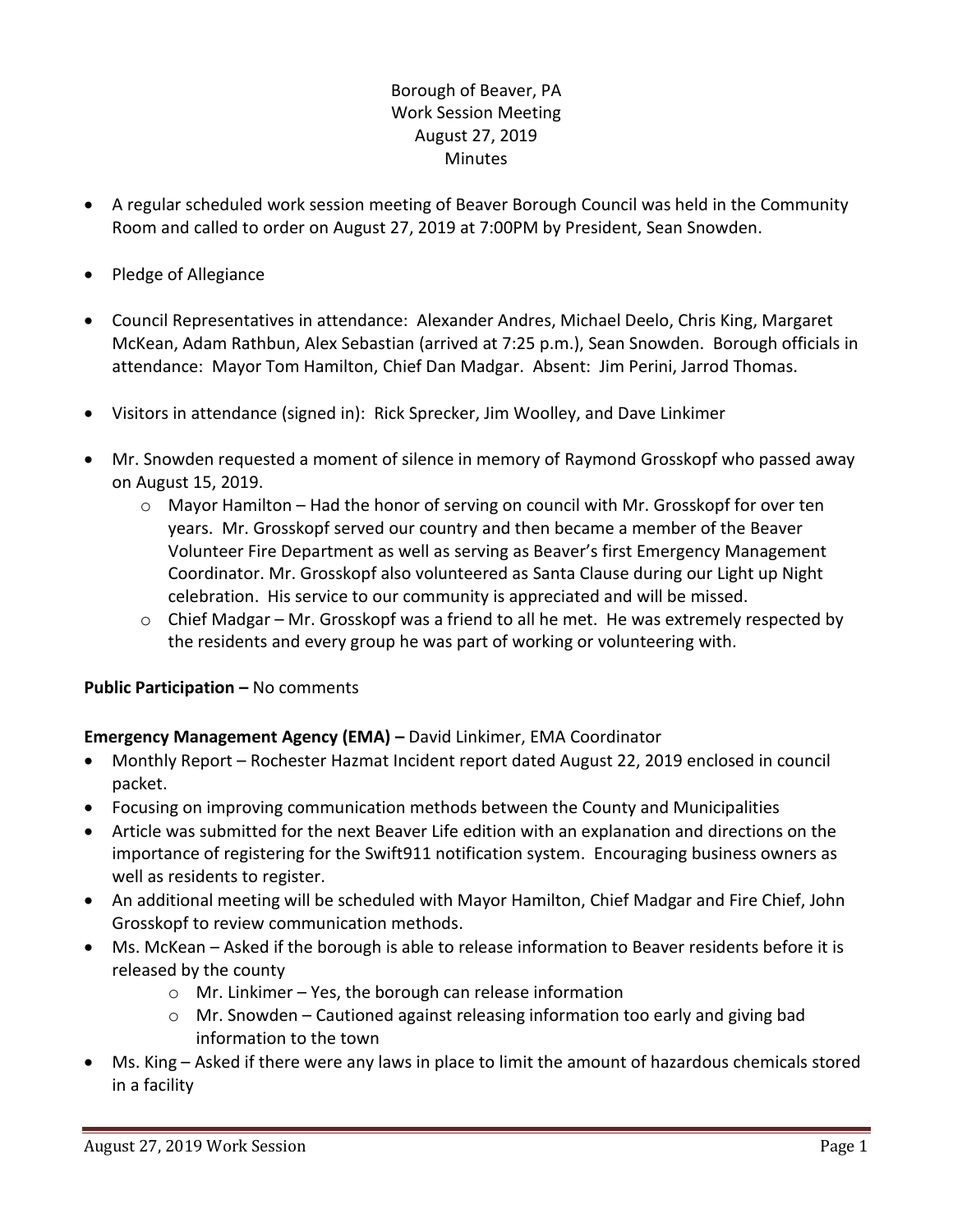Borough of Beaver, PA
Work Session Meeting
August 27, 2019
Minutes

- A regular scheduled work session meeting of Beaver Borough Council was held in the Community Room and called to order on August 27, 2019 at 7:00PM by President, Sean Snowden.
- Pledge of Allegiance
- Council Representatives in attendance: Alexander Andres, Michael Deelo, Chris King, Margaret McKean, Adam Rathbun, Alex Sebastian (arrived at 7:25 p.m.), Sean Snowden. Borough officials in attendance: Mayor Tom Hamilton, Chief Dan Madgar. Absent: Jim Perini, Jarrod Thomas.
- Visitors in attendance (signed in): Rick Sprecker, Jim Woolley, and Dave Linkimer
- Mr. Snowden requested a moment of silence in memory of Raymond Grosskopf who passed away on August 15, 2019.
  - Mayor Hamilton – Had the honor of serving on council with Mr. Grosskopf for over ten years. Mr. Grosskopf served our country and then became a member of the Beaver Volunteer Fire Department as well as serving as Beaver's first Emergency Management Coordinator. Mr. Grosskopf also volunteered as Santa Clause during our Light up Night celebration. His service to our community is appreciated and will be missed.
  - Chief Madgar – Mr. Grosskopf was a friend to all he met. He was extremely respected by the residents and every group he was part of working or volunteering with.

**Public Participation –** No comments

**Emergency Management Agency (EMA) –** David Linkimer, EMA Coordinator

- Monthly Report – Rochester Hazmat Incident report dated August 22, 2019 enclosed in council packet.
- Focusing on improving communication methods between the County and Municipalities
- Article was submitted for the next Beaver Life edition with an explanation and directions on the importance of registering for the Swift911 notification system. Encouraging business owners as well as residents to register.
- An additional meeting will be scheduled with Mayor Hamilton, Chief Madgar and Fire Chief, John Grosskopf to review communication methods.
- Ms. McKean – Asked if the borough is able to release information to Beaver residents before it is released by the county
  - Mr. Linkimer – Yes, the borough can release information
  - Mr. Snowden – Cautioned against releasing information too early and giving bad information to the town
- Ms. King – Asked if there were any laws in place to limit the amount of hazardous chemicals stored in a facility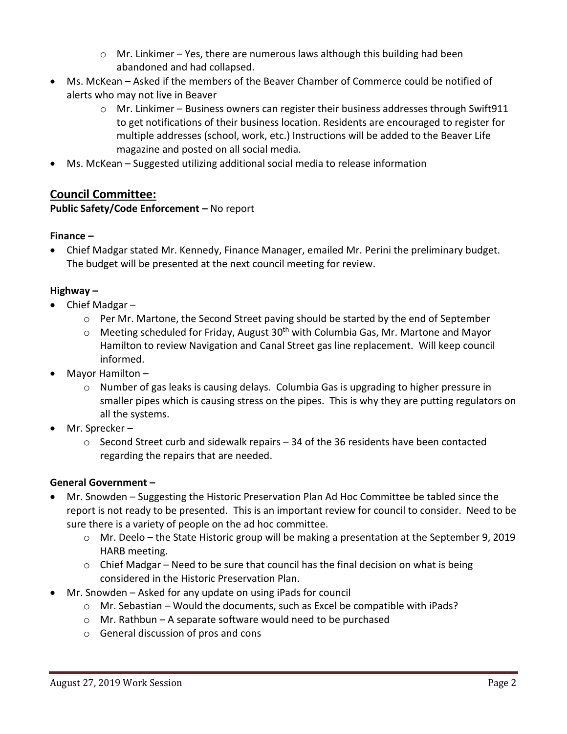- Mr. Linkimer – Yes, there are numerous laws although this building had been abandoned and had collapsed.
- Ms. McKean – Asked if the members of the Beaver Chamber of Commerce could be notified of alerts who may not live in Beaver
    - Mr. Linkimer – Business owners can register their business addresses through Swift911 to get notifications of their business location. Residents are encouraged to register for multiple addresses (school, work, etc.) Instructions will be added to the Beaver Life magazine and posted on all social media.
- Ms. McKean – Suggested utilizing additional social media to release information

## Council Committee:

**Public Safety/Code Enforcement –** No report

**Finance –**

- Chief Madgar stated Mr. Kennedy, Finance Manager, emailed Mr. Perini the preliminary budget. The budget will be presented at the next council meeting for review.

**Highway –**

- Chief Madgar –
    - Per Mr. Martone, the Second Street paving should be started by the end of September
    - Meeting scheduled for Friday, August 30th with Columbia Gas, Mr. Martone and Mayor Hamilton to review Navigation and Canal Street gas line replacement. Will keep council informed.
- Mayor Hamilton –
    - Number of gas leaks is causing delays. Columbia Gas is upgrading to higher pressure in smaller pipes which is causing stress on the pipes. This is why they are putting regulators on all the systems.
- Mr. Sprecker –
    - Second Street curb and sidewalk repairs – 34 of the 36 residents have been contacted regarding the repairs that are needed.

**General Government –**

- Mr. Snowden – Suggesting the Historic Preservation Plan Ad Hoc Committee be tabled since the report is not ready to be presented. This is an important review for council to consider. Need to be sure there is a variety of people on the ad hoc committee.
    - Mr. Deelo – the State Historic group will be making a presentation at the September 9, 2019 HARB meeting.
    - Chief Madgar – Need to be sure that council has the final decision on what is being considered in the Historic Preservation Plan.
- Mr. Snowden – Asked for any update on using iPads for council
    - Mr. Sebastian – Would the documents, such as Excel be compatible with iPads?
    - Mr. Rathbun – A separate software would need to be purchased
    - General discussion of pros and cons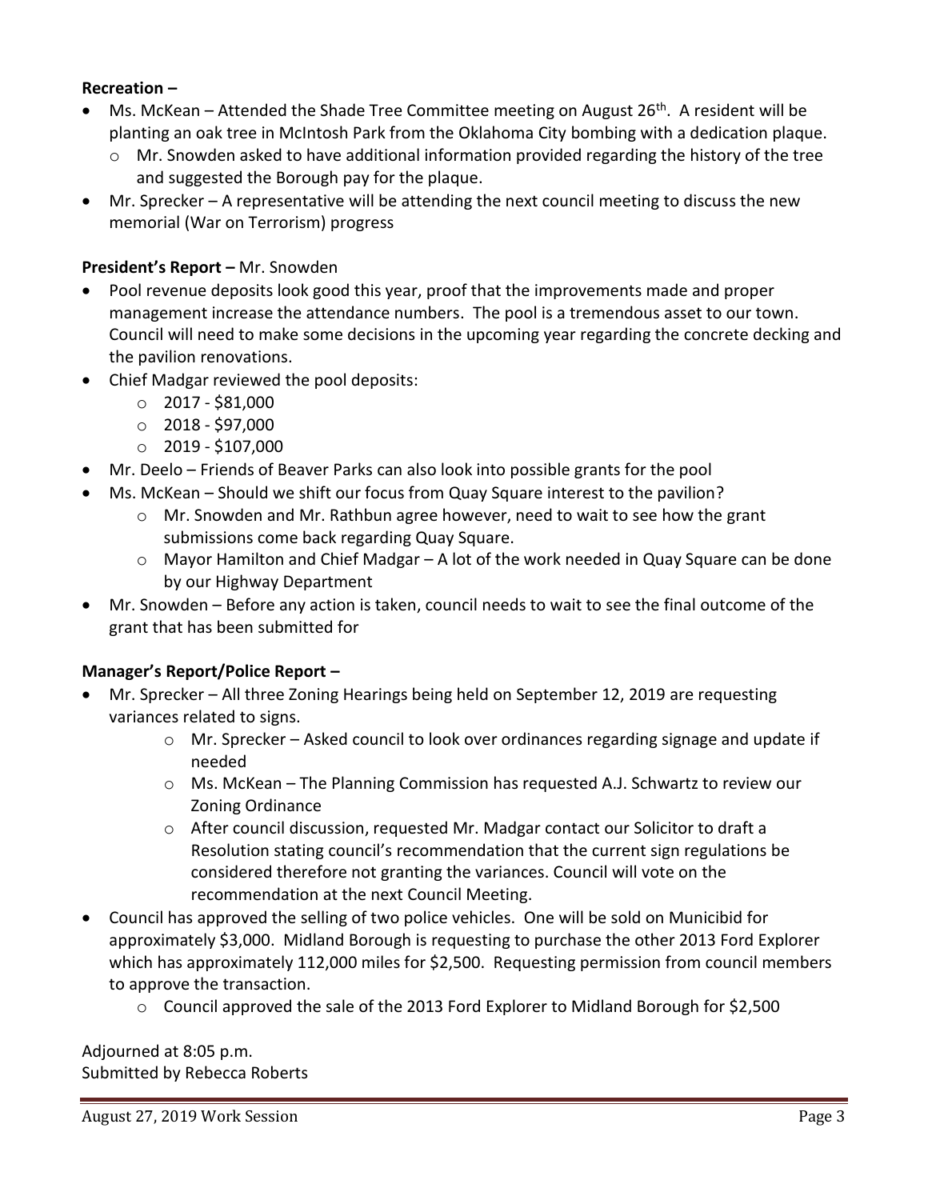**Recreation –**

- Ms. McKean – Attended the Shade Tree Committee meeting on August 26th. A resident will be planting an oak tree in McIntosh Park from the Oklahoma City bombing with a dedication plaque.
  - Mr. Snowden asked to have additional information provided regarding the history of the tree and suggested the Borough pay for the plaque.
- Mr. Sprecker – A representative will be attending the next council meeting to discuss the new memorial (War on Terrorism) progress

**President's Report –** Mr. Snowden

- Pool revenue deposits look good this year, proof that the improvements made and proper management increase the attendance numbers. The pool is a tremendous asset to our town. Council will need to make some decisions in the upcoming year regarding the concrete decking and the pavilion renovations.
- Chief Madgar reviewed the pool deposits:
  - 2017 - $81,000
  - 2018 - $97,000
  - 2019 - $107,000
- Mr. Deelo – Friends of Beaver Parks can also look into possible grants for the pool
- Ms. McKean – Should we shift our focus from Quay Square interest to the pavilion?
  - Mr. Snowden and Mr. Rathbun agree however, need to wait to see how the grant submissions come back regarding Quay Square.
  - Mayor Hamilton and Chief Madgar – A lot of the work needed in Quay Square can be done by our Highway Department
- Mr. Snowden – Before any action is taken, council needs to wait to see the final outcome of the grant that has been submitted for

**Manager's Report/Police Report –**

- Mr. Sprecker – All three Zoning Hearings being held on September 12, 2019 are requesting variances related to signs.
  - Mr. Sprecker – Asked council to look over ordinances regarding signage and update if needed
  - Ms. McKean – The Planning Commission has requested A.J. Schwartz to review our Zoning Ordinance
  - After council discussion, requested Mr. Madgar contact our Solicitor to draft a Resolution stating council's recommendation that the current sign regulations be considered therefore not granting the variances. Council will vote on the recommendation at the next Council Meeting.
- Council has approved the selling of two police vehicles. One will be sold on Municibid for approximately $3,000. Midland Borough is requesting to purchase the other 2013 Ford Explorer which has approximately 112,000 miles for $2,500. Requesting permission from council members to approve the transaction.
  - Council approved the sale of the 2013 Ford Explorer to Midland Borough for $2,500

Adjourned at 8:05 p.m.
Submitted by Rebecca Roberts